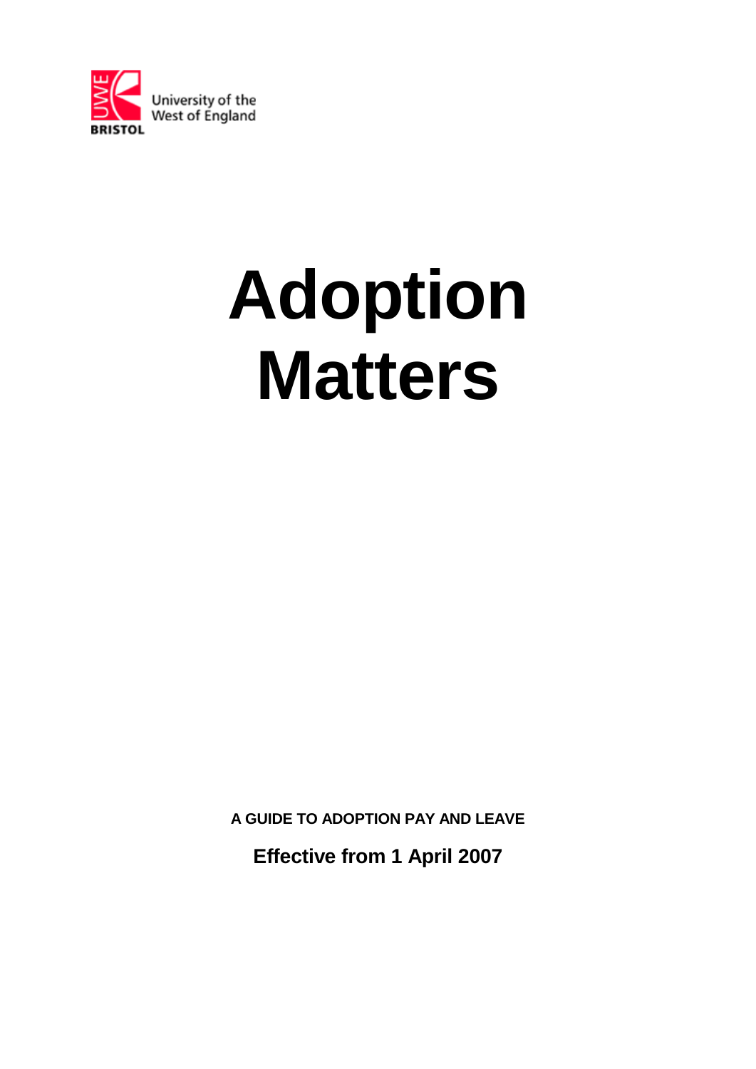University of the West of England

BRISTOL

# Adoption Matters

**A GUIDE TO ADOPTION PAY AND LEAVE**

**Effective from 1 April 2007**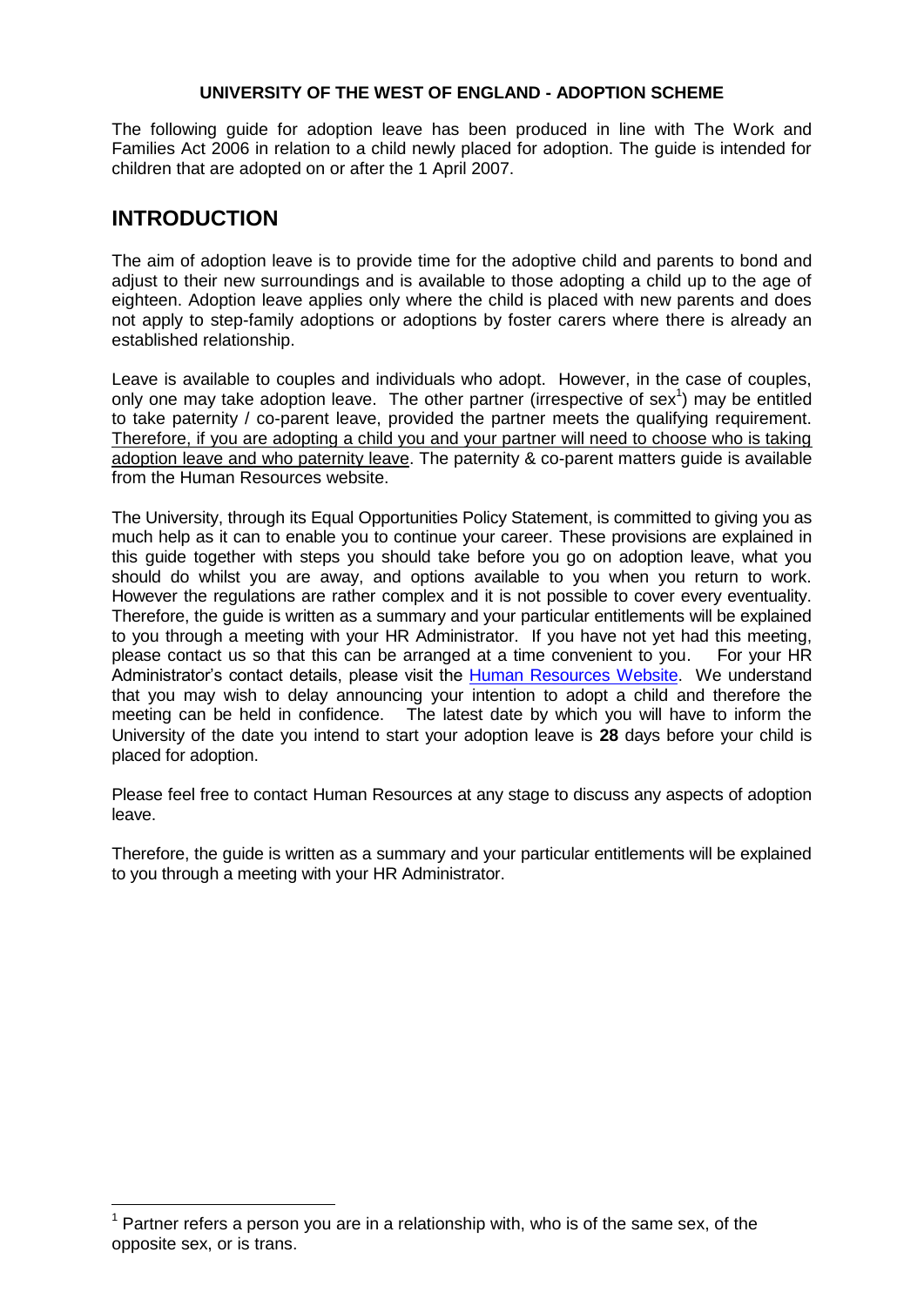**UNIVERSITY OF THE WEST OF ENGLAND - ADOPTION SCHEME**

The following guide for adoption leave has been produced in line with The Work and Families Act 2006 in relation to a child newly placed for adoption. The guide is intended for children that are adopted on or after the 1 April 2007.

# INTRODUCTION

The aim of adoption leave is to provide time for the adoptive child and parents to bond and adjust to their new surroundings and is available to those adopting a child up to the age of eighteen. Adoption leave applies only where the child is placed with new parents and does not apply to step-family adoptions or adoptions by foster carers where there is already an established relationship.

Leave is available to couples and individuals who adopt. However, in the case of couples, only one may take adoption leave. The other partner (irrespective of sex[1]) may be entitled to take paternity / co-parent leave, provided the partner meets the qualifying requirement. <u>Therefore, if you are adopting a child you and your partner will need to choose who is taking adoption leave and who paternity leave</u>. The paternity & co-parent matters guide is available from the Human Resources website.

The University, through its Equal Opportunities Policy Statement, is committed to giving you as much help as it can to enable you to continue your career. These provisions are explained in this guide together with steps you should take before you go on adoption leave, what you should do whilst you are away, and options available to you when you return to work. However the regulations are rather complex and it is not possible to cover every eventuality. Therefore, the guide is written as a summary and your particular entitlements will be explained to you through a meeting with your HR Administrator. If you have not yet had this meeting, please contact us so that this can be arranged at a time convenient to you. For your HR Administrator's contact details, please visit the [Human Resources Website](). We understand that you may wish to delay announcing your intention to adopt a child and therefore the meeting can be held in confidence. The latest date by which you will have to inform the University of the date you intend to start your adoption leave is **28** days before your child is placed for adoption.

Please feel free to contact Human Resources at any stage to discuss any aspects of adoption leave.

Therefore, the guide is written as a summary and your particular entitlements will be explained to you through a meeting with your HR Administrator.

---

[1] Partner refers a person you are in a relationship with, who is of the same sex, of the opposite sex, or is trans.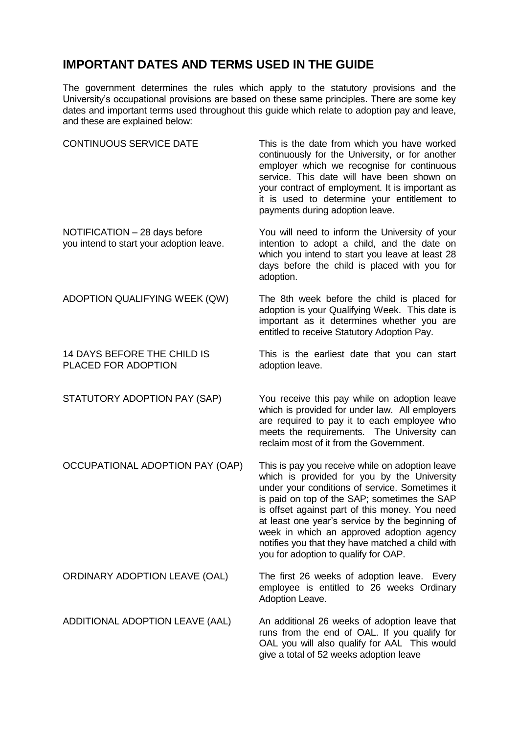## IMPORTANT DATES AND TERMS USED IN THE GUIDE

The government determines the rules which apply to the statutory provisions and the University's occupational provisions are based on these same principles. There are some key dates and important terms used throughout this guide which relate to adoption pay and leave, and these are explained below:

| | |
|---|---|
| CONTINUOUS SERVICE DATE | This is the date from which you have worked continuously for the University, or for another employer which we recognise for continuous service. This date will have been shown on your contract of employment. It is important as it is used to determine your entitlement to payments during adoption leave. |
| NOTIFICATION – 28 days before you intend to start your adoption leave. | You will need to inform the University of your intention to adopt a child, and the date on which you intend to start you leave at least 28 days before the child is placed with you for adoption. |
| ADOPTION QUALIFYING WEEK (QW) | The 8th week before the child is placed for adoption is your Qualifying Week. This date is important as it determines whether you are entitled to receive Statutory Adoption Pay. |
| 14 DAYS BEFORE THE CHILD IS PLACED FOR ADOPTION | This is the earliest date that you can start adoption leave. |
| STATUTORY ADOPTION PAY (SAP) | You receive this pay while on adoption leave which is provided for under law. All employers are required to pay it to each employee who meets the requirements. The University can reclaim most of it from the Government. |
| OCCUPATIONAL ADOPTION PAY (OAP) | This is pay you receive while on adoption leave which is provided for you by the University under your conditions of service. Sometimes it is paid on top of the SAP; sometimes the SAP is offset against part of this money. You need at least one year's service by the beginning of week in which an approved adoption agency notifies you that they have matched a child with you for adoption to qualify for OAP. |
| ORDINARY ADOPTION LEAVE (OAL) | The first 26 weeks of adoption leave. Every employee is entitled to 26 weeks Ordinary Adoption Leave. |
| ADDITIONAL ADOPTION LEAVE (AAL) | An additional 26 weeks of adoption leave that runs from the end of OAL. If you qualify for OAL you will also qualify for AAL This would give a total of 52 weeks adoption leave |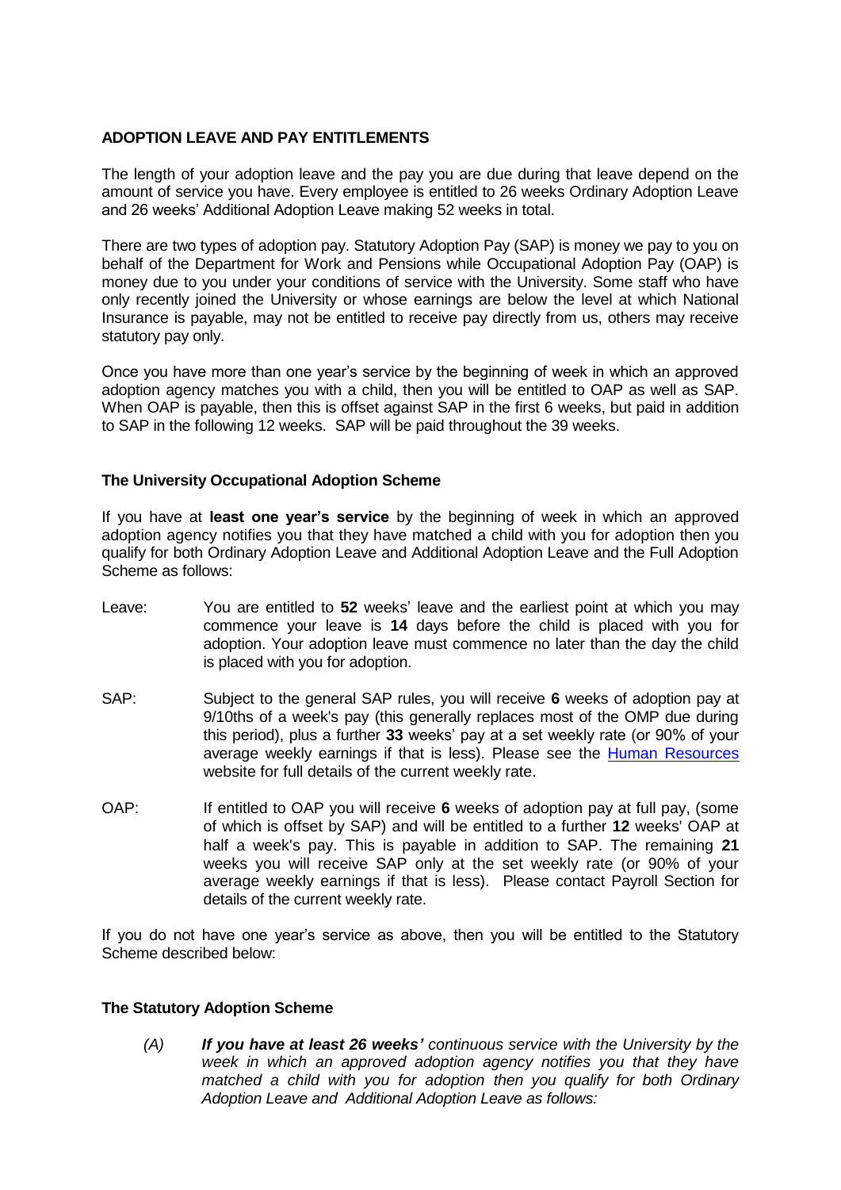## ADOPTION LEAVE AND PAY ENTITLEMENTS

The length of your adoption leave and the pay you are due during that leave depend on the amount of service you have. Every employee is entitled to 26 weeks Ordinary Adoption Leave and 26 weeks' Additional Adoption Leave making 52 weeks in total.

There are two types of adoption pay. Statutory Adoption Pay (SAP) is money we pay to you on behalf of the Department for Work and Pensions while Occupational Adoption Pay (OAP) is money due to you under your conditions of service with the University. Some staff who have only recently joined the University or whose earnings are below the level at which National Insurance is payable, may not be entitled to receive pay directly from us, others may receive statutory pay only.

Once you have more than one year's service by the beginning of week in which an approved adoption agency matches you with a child, then you will be entitled to OAP as well as SAP. When OAP is payable, then this is offset against SAP in the first 6 weeks, but paid in addition to SAP in the following 12 weeks. SAP will be paid throughout the 39 weeks.

### The University Occupational Adoption Scheme

If you have at **least one year's service** by the beginning of week in which an approved adoption agency notifies you that they have matched a child with you for adoption then you qualify for both Ordinary Adoption Leave and Additional Adoption Leave and the Full Adoption Scheme as follows:

Leave: You are entitled to **52** weeks' leave and the earliest point at which you may commence your leave is **14** days before the child is placed with you for adoption. Your adoption leave must commence no later than the day the child is placed with you for adoption.

SAP: Subject to the general SAP rules, you will receive **6** weeks of adoption pay at 9/10ths of a week's pay (this generally replaces most of the OMP due during this period), plus a further **33** weeks' pay at a set weekly rate (or 90% of your average weekly earnings if that is less). Please see the Human Resources website for full details of the current weekly rate.

OAP: If entitled to OAP you will receive **6** weeks of adoption pay at full pay, (some of which is offset by SAP) and will be entitled to a further **12** weeks' OAP at half a week's pay. This is payable in addition to SAP. The remaining **21** weeks you will receive SAP only at the set weekly rate (or 90% of your average weekly earnings if that is less). Please contact Payroll Section for details of the current weekly rate.

If you do not have one year's service as above, then you will be entitled to the Statutory Scheme described below:

### The Statutory Adoption Scheme

*(A)* ***If you have at least 26 weeks'*** *continuous service with the University by the week in which an approved adoption agency notifies you that they have matched a child with you for adoption then you qualify for both Ordinary Adoption Leave and Additional Adoption Leave as follows:*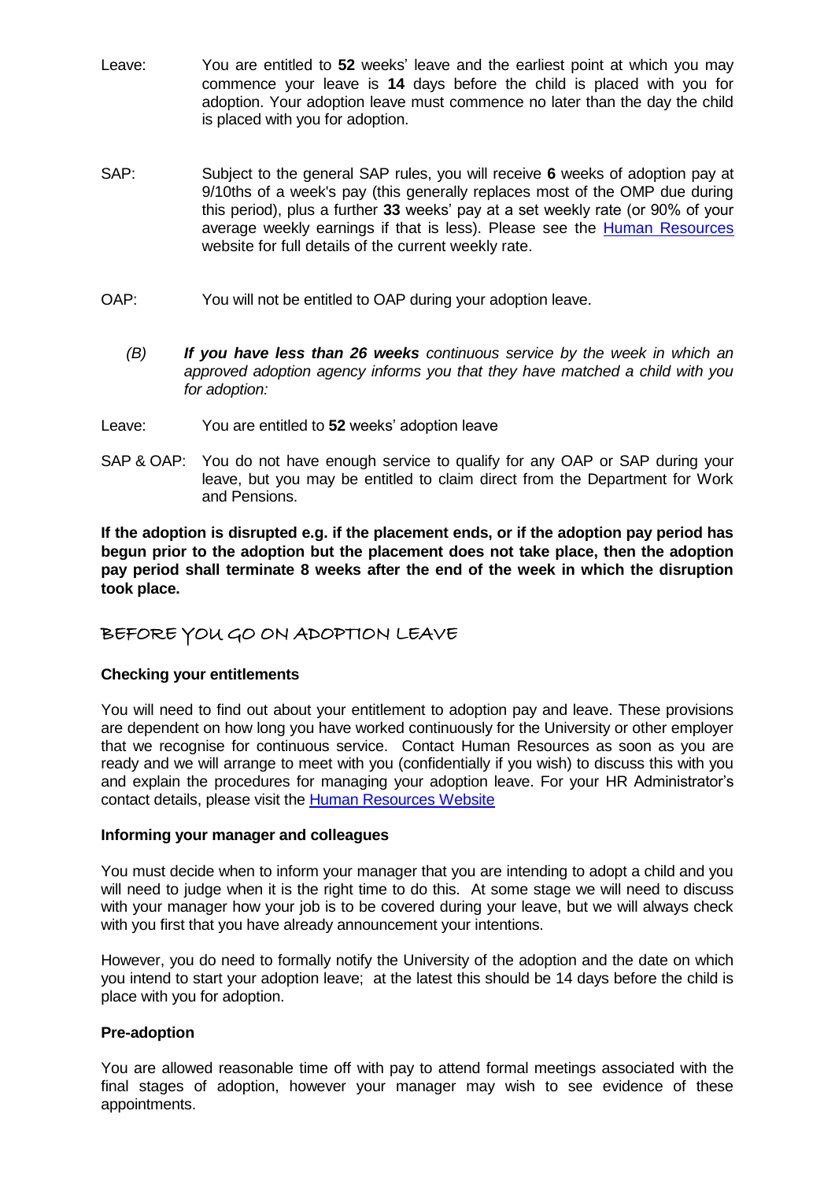Leave: You are entitled to **52** weeks' leave and the earliest point at which you may commence your leave is **14** days before the child is placed with you for adoption. Your adoption leave must commence no later than the day the child is placed with you for adoption.

SAP: Subject to the general SAP rules, you will receive **6** weeks of adoption pay at 9/10ths of a week's pay (this generally replaces most of the OMP due during this period), plus a further **33** weeks' pay at a set weekly rate (or 90% of your average weekly earnings if that is less). Please see the [Human Resources] website for full details of the current weekly rate.

OAP: You will not be entitled to OAP during your adoption leave.

*(B)* ***If you have less than 26 weeks*** *continuous service by the week in which an approved adoption agency informs you that they have matched a child with you for adoption:*

Leave: You are entitled to **52** weeks' adoption leave

SAP & OAP: You do not have enough service to qualify for any OAP or SAP during your leave, but you may be entitled to claim direct from the Department for Work and Pensions.

**If the adoption is disrupted e.g. if the placement ends, or if the adoption pay period has begun prior to the adoption but the placement does not take place, then the adoption pay period shall terminate 8 weeks after the end of the week in which the disruption took place.**

## BEFORE YOU GO ON ADOPTION LEAVE

### Checking your entitlements

You will need to find out about your entitlement to adoption pay and leave. These provisions are dependent on how long you have worked continuously for the University or other employer that we recognise for continuous service. Contact Human Resources as soon as you are ready and we will arrange to meet with you (confidentially if you wish) to discuss this with you and explain the procedures for managing your adoption leave. For your HR Administrator's contact details, please visit the [Human Resources Website]

### Informing your manager and colleagues

You must decide when to inform your manager that you are intending to adopt a child and you will need to judge when it is the right time to do this. At some stage we will need to discuss with your manager how your job is to be covered during your leave, but we will always check with you first that you have already announcement your intentions.

However, you do need to formally notify the University of the adoption and the date on which you intend to start your adoption leave; at the latest this should be 14 days before the child is place with you for adoption.

### Pre-adoption

You are allowed reasonable time off with pay to attend formal meetings associated with the final stages of adoption, however your manager may wish to see evidence of these appointments.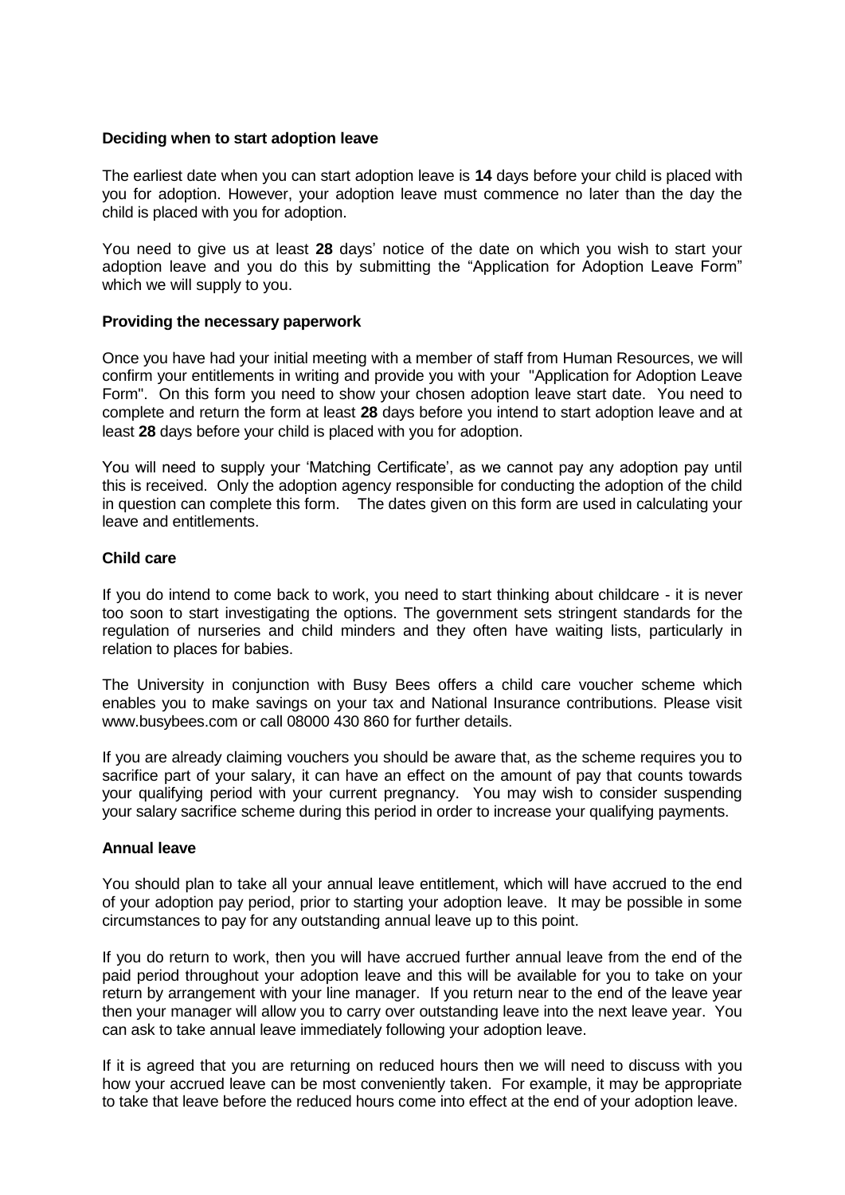**Deciding when to start adoption leave**

The earliest date when you can start adoption leave is **14** days before your child is placed with you for adoption. However, your adoption leave must commence no later than the day the child is placed with you for adoption.

You need to give us at least **28** days' notice of the date on which you wish to start your adoption leave and you do this by submitting the "Application for Adoption Leave Form" which we will supply to you.

**Providing the necessary paperwork**

Once you have had your initial meeting with a member of staff from Human Resources, we will confirm your entitlements in writing and provide you with your "Application for Adoption Leave Form". On this form you need to show your chosen adoption leave start date. You need to complete and return the form at least **28** days before you intend to start adoption leave and at least **28** days before your child is placed with you for adoption.

You will need to supply your 'Matching Certificate', as we cannot pay any adoption pay until this is received. Only the adoption agency responsible for conducting the adoption of the child in question can complete this form. The dates given on this form are used in calculating your leave and entitlements.

**Child care**

If you do intend to come back to work, you need to start thinking about childcare - it is never too soon to start investigating the options. The government sets stringent standards for the regulation of nurseries and child minders and they often have waiting lists, particularly in relation to places for babies.

The University in conjunction with Busy Bees offers a child care voucher scheme which enables you to make savings on your tax and National Insurance contributions. Please visit www.busybees.com or call 08000 430 860 for further details.

If you are already claiming vouchers you should be aware that, as the scheme requires you to sacrifice part of your salary, it can have an effect on the amount of pay that counts towards your qualifying period with your current pregnancy. You may wish to consider suspending your salary sacrifice scheme during this period in order to increase your qualifying payments.

**Annual leave**

You should plan to take all your annual leave entitlement, which will have accrued to the end of your adoption pay period, prior to starting your adoption leave. It may be possible in some circumstances to pay for any outstanding annual leave up to this point.

If you do return to work, then you will have accrued further annual leave from the end of the paid period throughout your adoption leave and this will be available for you to take on your return by arrangement with your line manager. If you return near to the end of the leave year then your manager will allow you to carry over outstanding leave into the next leave year. You can ask to take annual leave immediately following your adoption leave.

If it is agreed that you are returning on reduced hours then we will need to discuss with you how your accrued leave can be most conveniently taken. For example, it may be appropriate to take that leave before the reduced hours come into effect at the end of your adoption leave.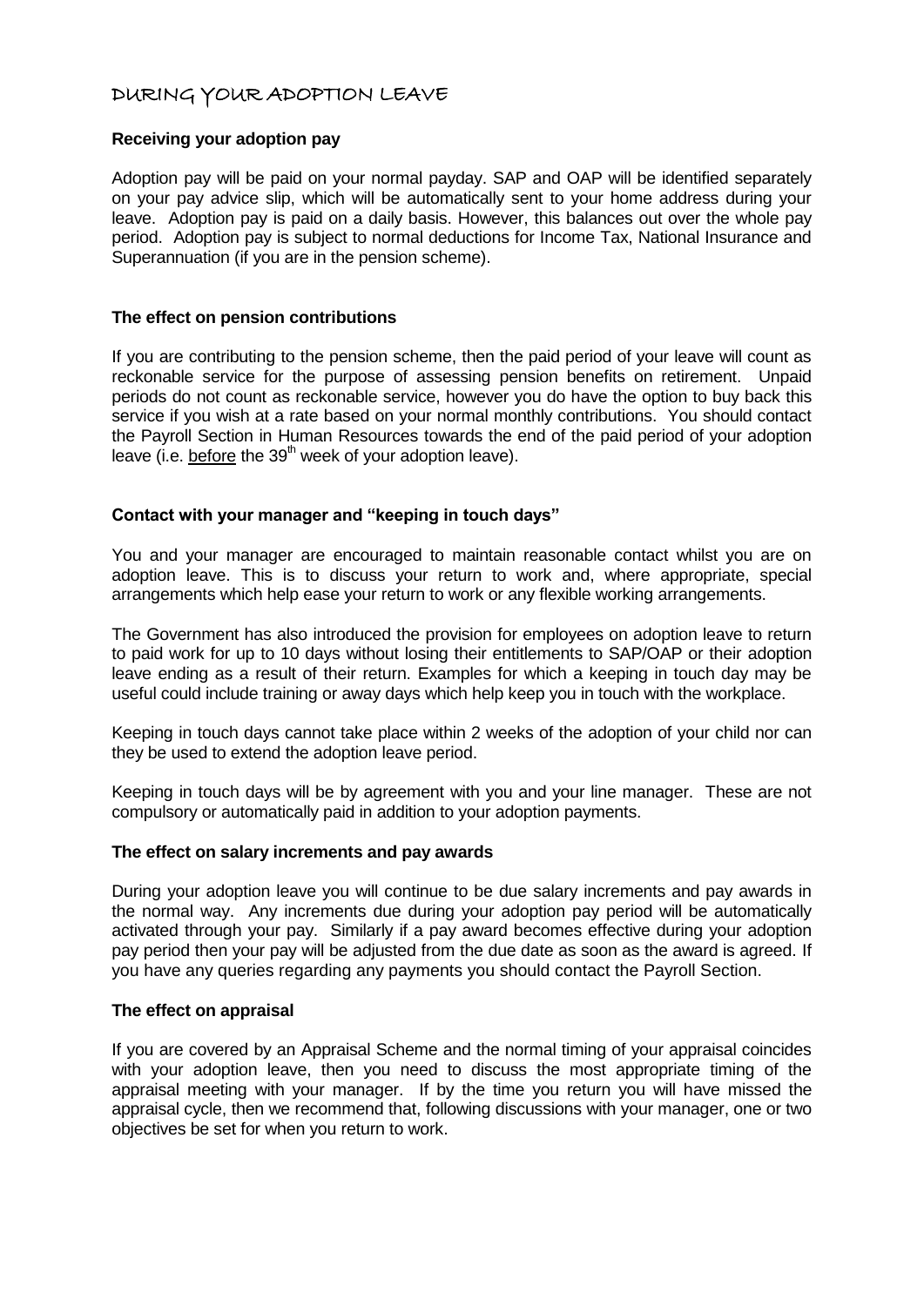# DURING YOUR ADOPTION LEAVE

**Receiving your adoption pay**

Adoption pay will be paid on your normal payday. SAP and OAP will be identified separately on your pay advice slip, which will be automatically sent to your home address during your leave. Adoption pay is paid on a daily basis. However, this balances out over the whole pay period. Adoption pay is subject to normal deductions for Income Tax, National Insurance and Superannuation (if you are in the pension scheme).

**The effect on pension contributions**

If you are contributing to the pension scheme, then the paid period of your leave will count as reckonable service for the purpose of assessing pension benefits on retirement. Unpaid periods do not count as reckonable service, however you do have the option to buy back this service if you wish at a rate based on your normal monthly contributions. You should contact the Payroll Section in Human Resources towards the end of the paid period of your adoption leave (i.e. <u>before</u> the 39th week of your adoption leave).

**Contact with your manager and "keeping in touch days"**

You and your manager are encouraged to maintain reasonable contact whilst you are on adoption leave. This is to discuss your return to work and, where appropriate, special arrangements which help ease your return to work or any flexible working arrangements.

The Government has also introduced the provision for employees on adoption leave to return to paid work for up to 10 days without losing their entitlements to SAP/OAP or their adoption leave ending as a result of their return. Examples for which a keeping in touch day may be useful could include training or away days which help keep you in touch with the workplace.

Keeping in touch days cannot take place within 2 weeks of the adoption of your child nor can they be used to extend the adoption leave period.

Keeping in touch days will be by agreement with you and your line manager. These are not compulsory or automatically paid in addition to your adoption payments.

**The effect on salary increments and pay awards**

During your adoption leave you will continue to be due salary increments and pay awards in the normal way. Any increments due during your adoption pay period will be automatically activated through your pay. Similarly if a pay award becomes effective during your adoption pay period then your pay will be adjusted from the due date as soon as the award is agreed. If you have any queries regarding any payments you should contact the Payroll Section.

**The effect on appraisal**

If you are covered by an Appraisal Scheme and the normal timing of your appraisal coincides with your adoption leave, then you need to discuss the most appropriate timing of the appraisal meeting with your manager. If by the time you return you will have missed the appraisal cycle, then we recommend that, following discussions with your manager, one or two objectives be set for when you return to work.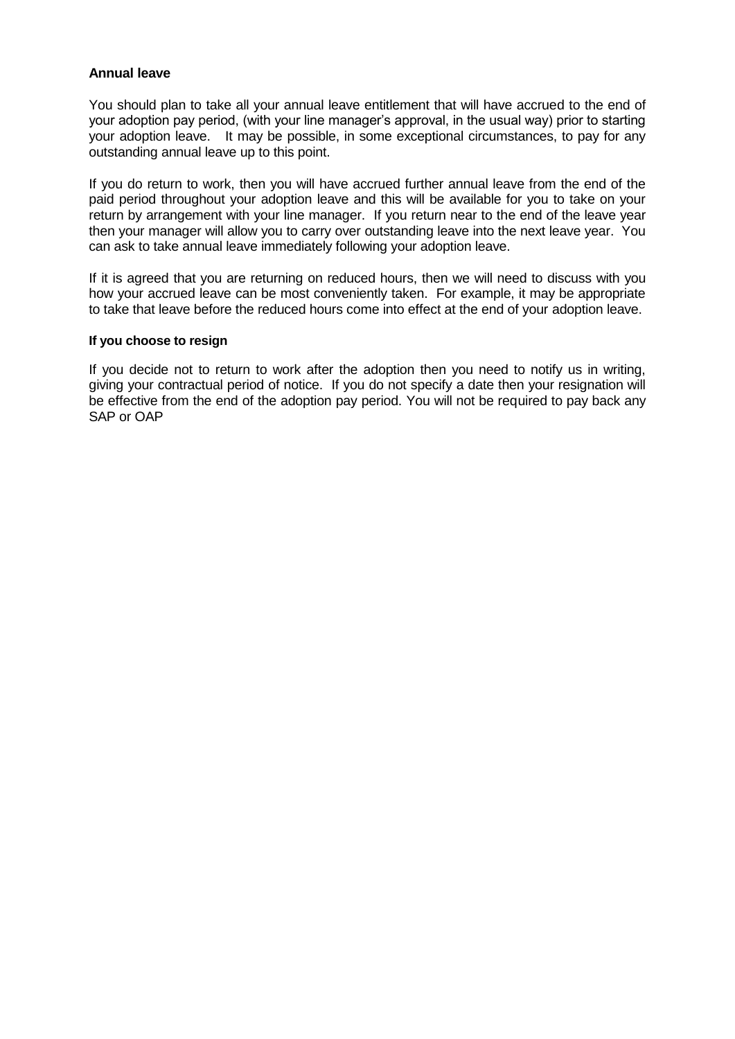**Annual leave**

You should plan to take all your annual leave entitlement that will have accrued to the end of your adoption pay period, (with your line manager's approval, in the usual way) prior to starting your adoption leave. It may be possible, in some exceptional circumstances, to pay for any outstanding annual leave up to this point.

If you do return to work, then you will have accrued further annual leave from the end of the paid period throughout your adoption leave and this will be available for you to take on your return by arrangement with your line manager. If you return near to the end of the leave year then your manager will allow you to carry over outstanding leave into the next leave year. You can ask to take annual leave immediately following your adoption leave.

If it is agreed that you are returning on reduced hours, then we will need to discuss with you how your accrued leave can be most conveniently taken. For example, it may be appropriate to take that leave before the reduced hours come into effect at the end of your adoption leave.

**If you choose to resign**

If you decide not to return to work after the adoption then you need to notify us in writing, giving your contractual period of notice. If you do not specify a date then your resignation will be effective from the end of the adoption pay period. You will not be required to pay back any SAP or OAP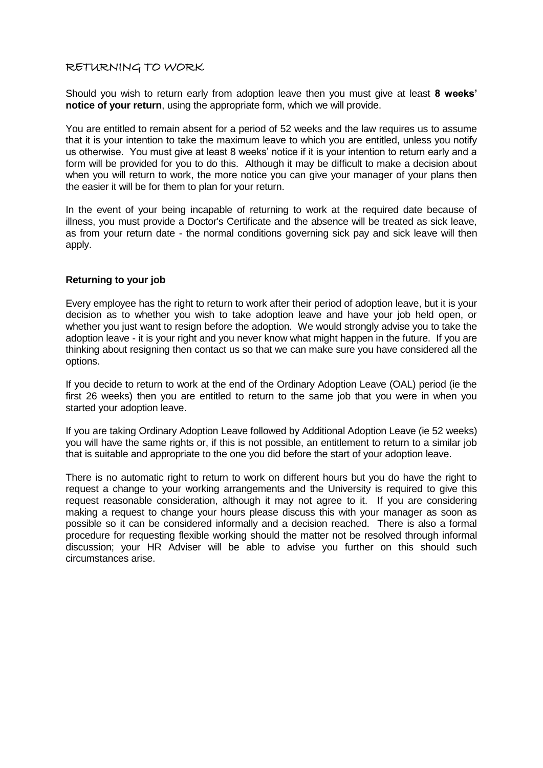## RETURNING TO WORK

Should you wish to return early from adoption leave then you must give at least **8 weeks' notice of your return**, using the appropriate form, which we will provide.

You are entitled to remain absent for a period of 52 weeks and the law requires us to assume that it is your intention to take the maximum leave to which you are entitled, unless you notify us otherwise. You must give at least 8 weeks' notice if it is your intention to return early and a form will be provided for you to do this. Although it may be difficult to make a decision about when you will return to work, the more notice you can give your manager of your plans then the easier it will be for them to plan for your return.

In the event of your being incapable of returning to work at the required date because of illness, you must provide a Doctor's Certificate and the absence will be treated as sick leave, as from your return date - the normal conditions governing sick pay and sick leave will then apply.

### Returning to your job

Every employee has the right to return to work after their period of adoption leave, but it is your decision as to whether you wish to take adoption leave and have your job held open, or whether you just want to resign before the adoption. We would strongly advise you to take the adoption leave - it is your right and you never know what might happen in the future. If you are thinking about resigning then contact us so that we can make sure you have considered all the options.

If you decide to return to work at the end of the Ordinary Adoption Leave (OAL) period (ie the first 26 weeks) then you are entitled to return to the same job that you were in when you started your adoption leave.

If you are taking Ordinary Adoption Leave followed by Additional Adoption Leave (ie 52 weeks) you will have the same rights or, if this is not possible, an entitlement to return to a similar job that is suitable and appropriate to the one you did before the start of your adoption leave.

There is no automatic right to return to work on different hours but you do have the right to request a change to your working arrangements and the University is required to give this request reasonable consideration, although it may not agree to it. If you are considering making a request to change your hours please discuss this with your manager as soon as possible so it can be considered informally and a decision reached. There is also a formal procedure for requesting flexible working should the matter not be resolved through informal discussion; your HR Adviser will be able to advise you further on this should such circumstances arise.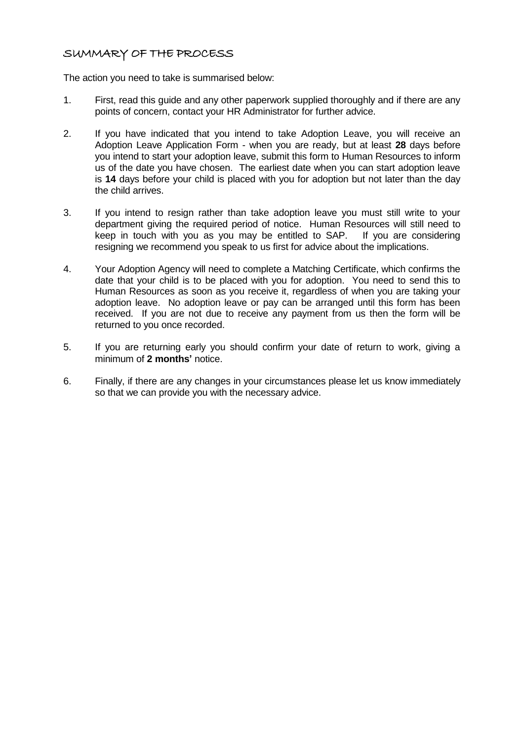## SUMMARY OF THE PROCESS

The action you need to take is summarised below:

1. First, read this guide and any other paperwork supplied thoroughly and if there are any points of concern, contact your HR Administrator for further advice.

2. If you have indicated that you intend to take Adoption Leave, you will receive an Adoption Leave Application Form - when you are ready, but at least **28** days before you intend to start your adoption leave, submit this form to Human Resources to inform us of the date you have chosen. The earliest date when you can start adoption leave is **14** days before your child is placed with you for adoption but not later than the day the child arrives.

3. If you intend to resign rather than take adoption leave you must still write to your department giving the required period of notice. Human Resources will still need to keep in touch with you as you may be entitled to SAP. If you are considering resigning we recommend you speak to us first for advice about the implications.

4. Your Adoption Agency will need to complete a Matching Certificate, which confirms the date that your child is to be placed with you for adoption. You need to send this to Human Resources as soon as you receive it, regardless of when you are taking your adoption leave. No adoption leave or pay can be arranged until this form has been received. If you are not due to receive any payment from us then the form will be returned to you once recorded.

5. If you are returning early you should confirm your date of return to work, giving a minimum of **2 months'** notice.

6. Finally, if there are any changes in your circumstances please let us know immediately so that we can provide you with the necessary advice.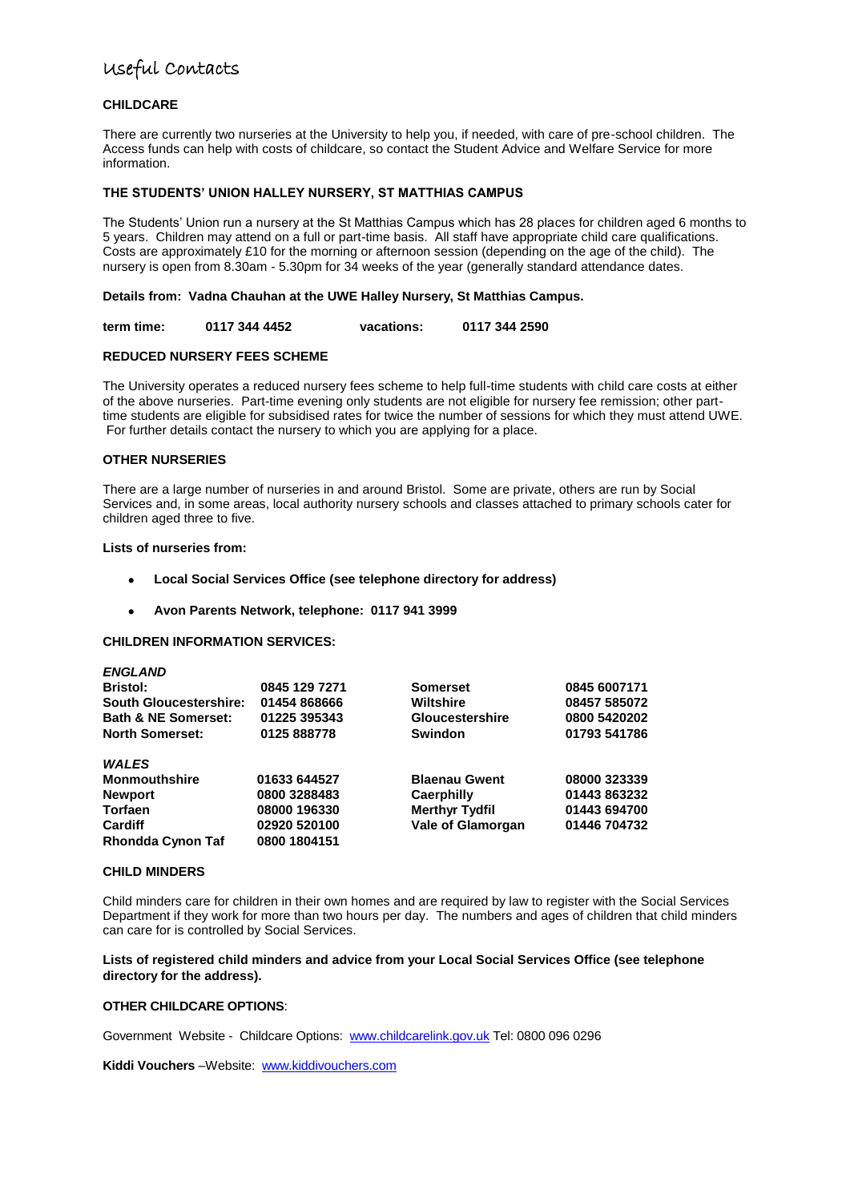# Useful Contacts

## CHILDCARE

There are currently two nurseries at the University to help you, if needed, with care of pre-school children. The Access funds can help with costs of childcare, so contact the Student Advice and Welfare Service for more information.

### THE STUDENTS' UNION HALLEY NURSERY, ST MATTHIAS CAMPUS

The Students' Union run a nursery at the St Matthias Campus which has 28 places for children aged 6 months to 5 years. Children may attend on a full or part-time basis. All staff have appropriate child care qualifications. Costs are approximately £10 for the morning or afternoon session (depending on the age of the child). The nursery is open from 8.30am - 5.30pm for 34 weeks of the year (generally standard attendance dates.

**Details from: Vadna Chauhan at the UWE Halley Nursery, St Matthias Campus.**

**term time: 0117 344 4452 vacations: 0117 344 2590**

### REDUCED NURSERY FEES SCHEME

The University operates a reduced nursery fees scheme to help full-time students with child care costs at either of the above nurseries. Part-time evening only students are not eligible for nursery fee remission; other part-time students are eligible for subsidised rates for twice the number of sessions for which they must attend UWE. For further details contact the nursery to which you are applying for a place.

### OTHER NURSERIES

There are a large number of nurseries in and around Bristol. Some are private, others are run by Social Services and, in some areas, local authority nursery schools and classes attached to primary schools cater for children aged three to five.

**Lists of nurseries from:**

- **Local Social Services Office (see telephone directory for address)**
- **Avon Parents Network, telephone: 0117 941 3999**

### CHILDREN INFORMATION SERVICES:

| | | | |
|---|---|---|---|
| ***ENGLAND*** | | | |
| **Bristol:** | **0845 129 7271** | **Somerset** | **0845 6007171** |
| **South Gloucestershire:** | **01454 868666** | **Wiltshire** | **08457 585072** |
| **Bath & NE Somerset:** | **01225 395343** | **Gloucestershire** | **0800 5420202** |
| **North Somerset:** | **0125 888778** | **Swindon** | **01793 541786** |
| ***WALES*** | | | |
| **Monmouthshire** | **01633 644527** | **Blaenau Gwent** | **08000 323339** |
| **Newport** | **0800 3288483** | **Caerphilly** | **01443 863232** |
| **Torfaen** | **08000 196330** | **Merthyr Tydfil** | **01443 694700** |
| **Cardiff** | **02920 520100** | **Vale of Glamorgan** | **01446 704732** |
| **Rhondda Cynon Taf** | **0800 1804151** | | |

### CHILD MINDERS

Child minders care for children in their own homes and are required by law to register with the Social Services Department if they work for more than two hours per day. The numbers and ages of children that child minders can care for is controlled by Social Services.

**Lists of registered child minders and advice from your Local Social Services Office (see telephone directory for the address).**

### OTHER CHILDCARE OPTIONS:

Government Website - Childcare Options: www.childcarelink.gov.uk Tel: 0800 096 0296

**Kiddi Vouchers** –Website: www.kiddivouchers.com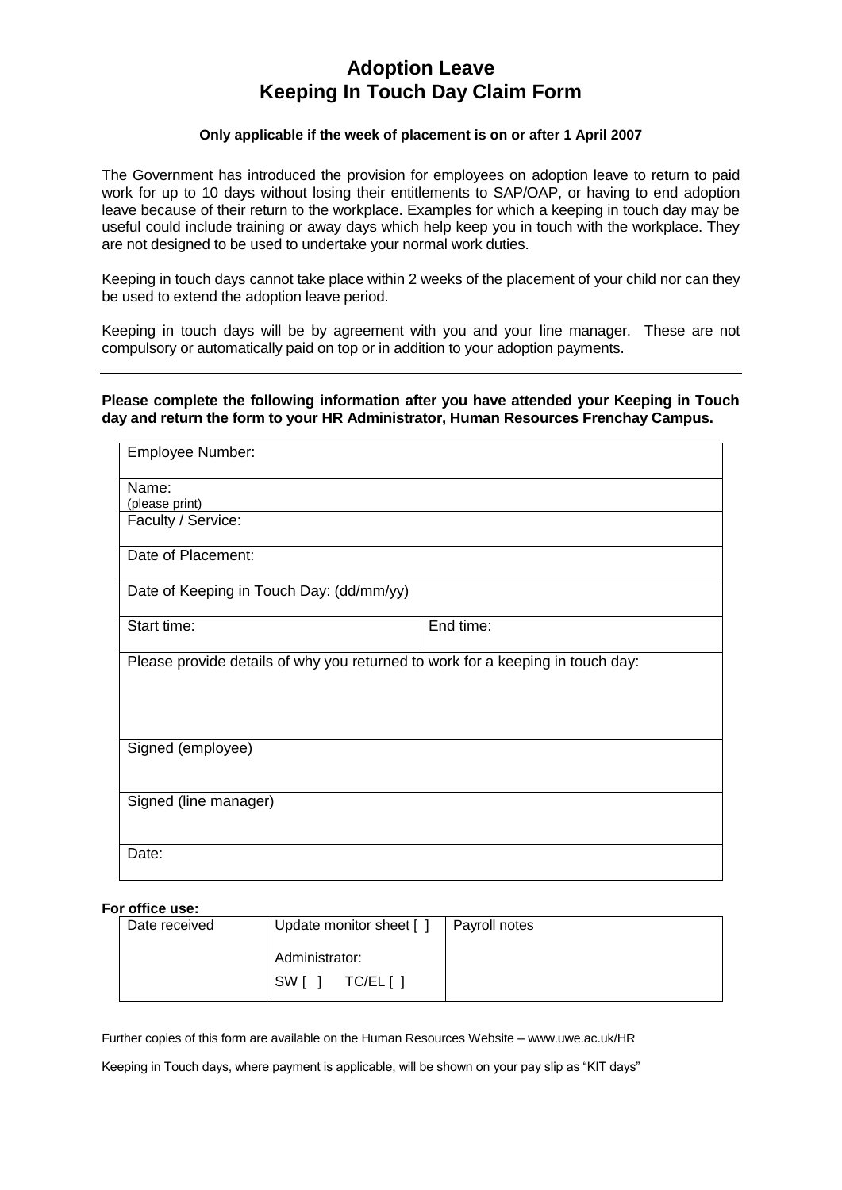# Adoption Leave
# Keeping In Touch Day Claim Form

**Only applicable if the week of placement is on or after 1 April 2007**

The Government has introduced the provision for employees on adoption leave to return to paid work for up to 10 days without losing their entitlements to SAP/OAP, or having to end adoption leave because of their return to the workplace. Examples for which a keeping in touch day may be useful could include training or away days which help keep you in touch with the workplace. They are not designed to be used to undertake your normal work duties.

Keeping in touch days cannot take place within 2 weeks of the placement of your child nor can they be used to extend the adoption leave period.

Keeping in touch days will be by agreement with you and your line manager. These are not compulsory or automatically paid on top or in addition to your adoption payments.

---

**Please complete the following information after you have attended your Keeping in Touch day and return the form to your HR Administrator, Human Resources Frenchay Campus.**

| Employee Number: | |
|---|---|
| Name: (please print) | |
| Faculty / Service: | |
| Date of Placement: | |
| Date of Keeping in Touch Day: (dd/mm/yy) | |
| Start time: | End time: |
| Please provide details of why you returned to work for a keeping in touch day: | |
| Signed (employee) | |
| Signed (line manager) | |
| Date: | |

**For office use:**

| Date received | Update monitor sheet [ ] Administrator: SW [ ] TC/EL [ ] | Payroll notes |
|---|---|---|
| | | |

Further copies of this form are available on the Human Resources Website – www.uwe.ac.uk/HR

Keeping in Touch days, where payment is applicable, will be shown on your pay slip as "KIT days"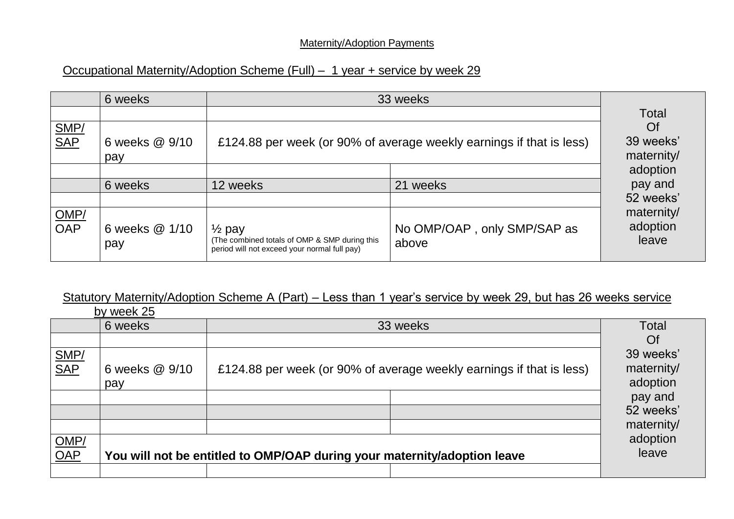Maternity/Adoption Payments

Occupational Maternity/Adoption Scheme (Full) – 1 year + service by week 29

| | 6 weeks | 33 weeks | | Total Of 39 weeks' maternity/ adoption pay and 52 weeks' maternity/ adoption leave |
|---|---|---|---|---|
| | | | | |
| SMP/ SAP | 6 weeks @ 9/10 pay | £124.88 per week (or 90% of average weekly earnings if that is less) | | |
| | | | | |
| | 6 weeks | 12 weeks | 21 weeks | |
| | | | | |
| OMP/ OAP | 6 weeks @ 1/10 pay | ½ pay (The combined totals of OMP & SMP during this period will not exceed your normal full pay) | No OMP/OAP , only SMP/SAP as above | |

Statutory Maternity/Adoption Scheme A (Part) – Less than 1 year's service by week 29, but has 26 weeks service by week 25

| | 6 weeks | 33 weeks | | Total Of 39 weeks' maternity/ adoption pay and 52 weeks' maternity/ adoption leave |
|---|---|---|---|---|
| | | | | |
| SMP/ SAP | 6 weeks @ 9/10 pay | £124.88 per week (or 90% of average weekly earnings if that is less) | | |
| | | | | |
| | | | | |
| | | | | |
| OMP/ OAP | **You will not be entitled to OMP/OAP during your maternity/adoption leave** | | | |
| | | | | |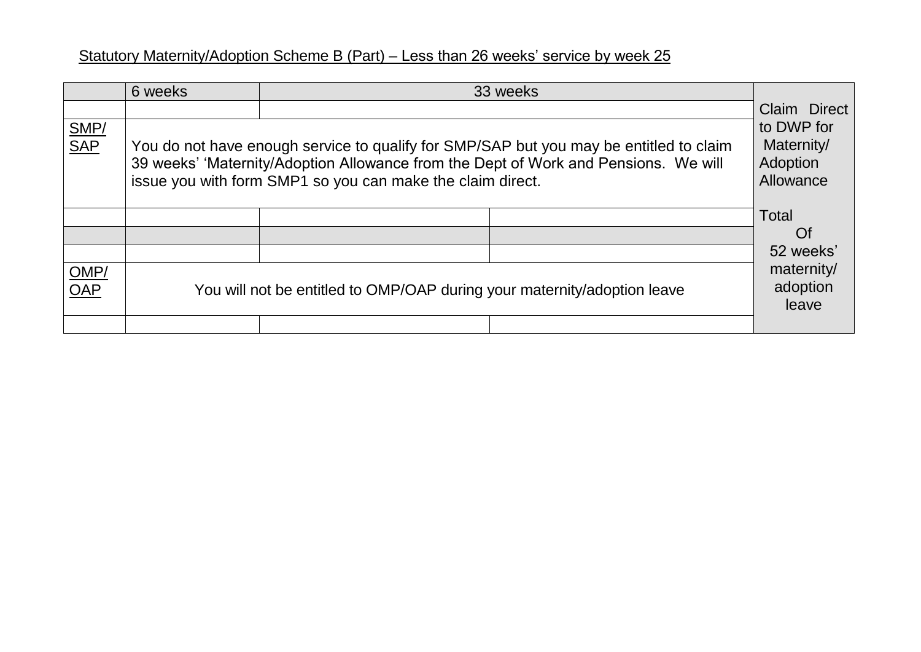Statistical Maternity/Adoption Scheme B (Part) – Less than 26 weeks' service by week 25

| | | | | |
|---|---|---|---|---|
| | 6 weeks | 33 weeks | | Claim Direct to DWP for Maternity/ Adoption Allowance<br><br>Total Of 52 weeks' maternity/ adoption leave |
| | | | | |
| SMP/ SAP | You do not have enough service to qualify for SMP/SAP but you may be entitled to claim 39 weeks' 'Maternity/Adoption Allowance from the Dept of Work and Pensions. We will issue you with form SMP1 so you can make the claim direct. | | | |
| | | | | |
| | | | | |
| | | | | |
| OMP/ OAP | You will not be entitled to OMP/OAP during your maternity/adoption leave | | | |
| | | | | |